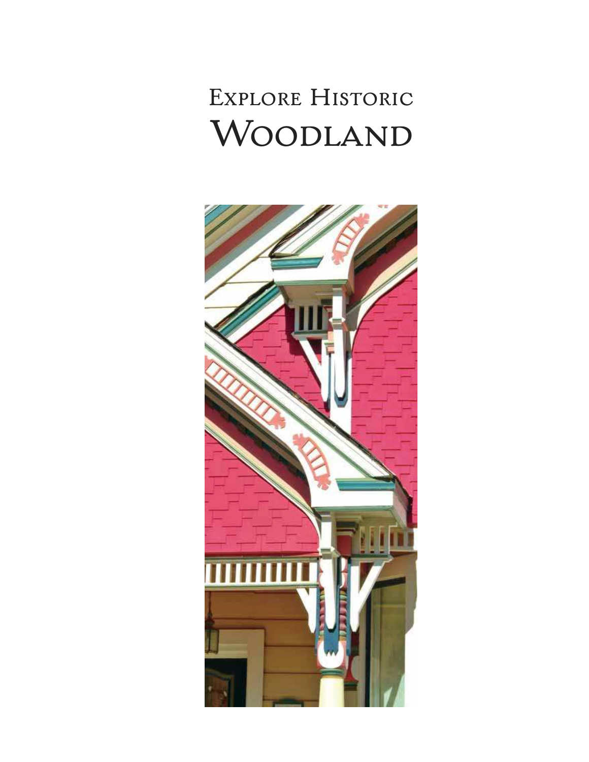# Explore Historic
# Woodland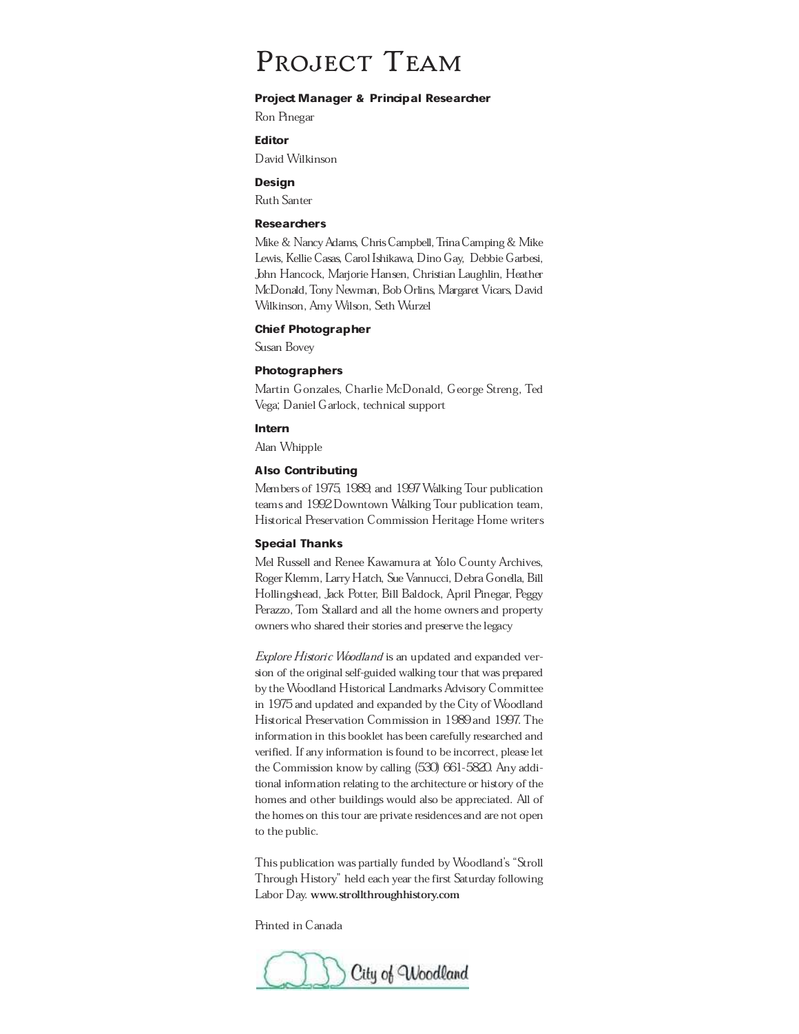# Project Team

**Project Manager & Principal Researcher**

Ron Pinegar

**Editor**

David Wilkinson

**Design**

Ruth Santer

**Researchers**

Mike & Nancy Adams, Chris Campbell, Trina Camping & Mike Lewis, Kellie Casas, Carol Ishikawa, Dino Gay, Debbie Garbesi, John Hancock, Marjorie Hansen, Christian Laughlin, Heather McDonald, Tony Newman, Bob Orlins, Margaret Vicars, David Wilkinson, Amy Wilson, Seth Wurzel

**Chief Photographer**

Susan Bovey

**Photographers**

Martin Gonzales, Charlie McDonald, George Streng, Ted Vega; Daniel Garlock, technical support

**Intern**

Alan Whipple

**Also Contributing**

Members of 1975, 1989, and 1997 Walking Tour publication teams and 1992 Downtown Walking Tour publication team, Historical Preservation Commission Heritage Home writers

**Special Thanks**

Mel Russell and Renee Kawamura at Yolo County Archives, Roger Klemm, Larry Hatch, Sue Vannucci, Debra Gonella, Bill Hollingshead, Jack Potter, Bill Baldock, April Pinegar, Peggy Perazzo, Tom Stallard and all the home owners and property owners who shared their stories and preserve the legacy

*Explore Historic Woodland* is an updated and expanded version of the original self-guided walking tour that was prepared by the Woodland Historical Landmarks Advisory Committee in 1975 and updated and expanded by the City of Woodland Historical Preservation Commission in 1989 and 1997. The information in this booklet has been carefully researched and verified. If any information is found to be incorrect, please let the Commission know by calling (530) 661-5820. Any additional information relating to the architecture or history of the homes and other buildings would also be appreciated. All of the homes on this tour are private residences and are not open to the public.

This publication was partially funded by Woodland's "Stroll Through History" held each year the first Saturday following Labor Day. **www.strollthroughhistory.com**

Printed in Canada

City of Woodland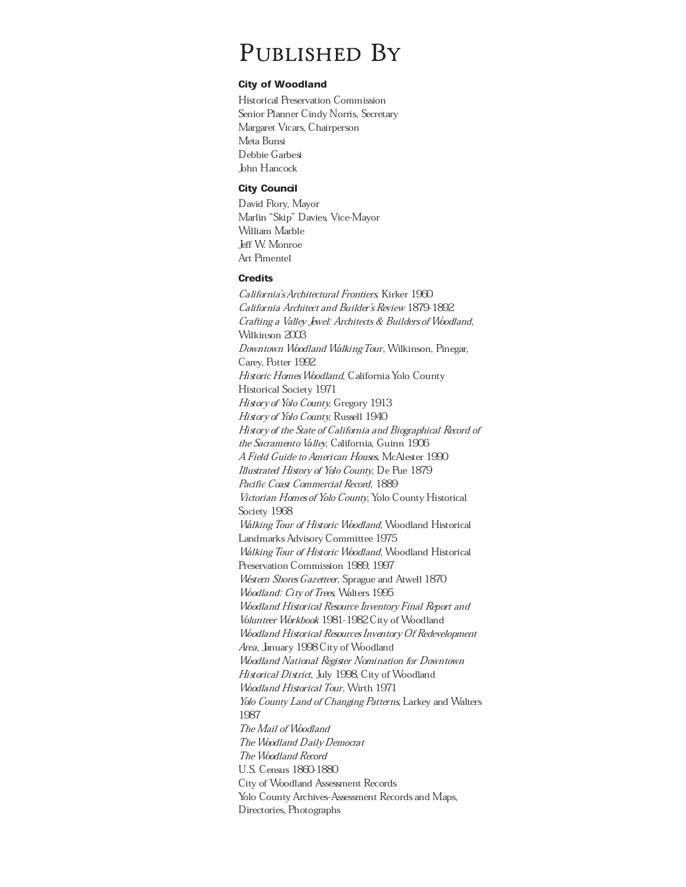# Published By

### City of Woodland

Historical Preservation Commission
Senior Planner Cindy Norris, Secretary
Margaret Vicars, Chairperson
Meta Bunsi
Debbie Garbesi
John Hancock

### City Council

David Flory, Mayor
Marlin "Skip" Davies, Vice-Mayor
William Marble
Jeff W. Monroe
Art Pimentel

### Credits

*California's Architectural Frontiers*, Kirker 1960
*California Architect and Builder's Review* 1879-1892
*Crafting a Valley Jewel: Architects & Builders of Woodland*, Wilkinson 2003
*Downtown Woodland Walking Tour*, Wilkinson, Pinegar, Carey, Potter 1992
*Historic Homes Woodland*, California Yolo County Historical Society 1971
*History of Yolo County*, Gregory 1913
*History of Yolo County*, Russell 1940
*History of the State of California and Biographical Record of the Sacramento Valley*, California, Guinn 1906
*A Field Guide to American Houses*, McAlester 1990
*Illustrated History of Yolo County*, De Pue 1879
*Pacific Coast Commercial Record*, 1889
*Victorian Homes of Yolo County*, Yolo County Historical Society 1968
*Walking Tour of Historic Woodland*, Woodland Historical Landmarks Advisory Committee 1975
*Walking Tour of Historic Woodland*, Woodland Historical Preservation Commission 1989, 1997
*Western Shores Gazetteer*, Sprague and Atwell 1870
*Woodland: City of Trees*, Walters 1995
*Woodland Historical Resource Inventory Final Report and Volunteer Workbook* 1981-1982 City of Woodland
*Woodland Historical Resources Inventory Of Redevelopment Area*, January 1998 City of Woodland
*Woodland National Register Nomination for Downtown Historical District*, July 1998, City of Woodland
*Woodland Historical Tour*, Wirth 1971
*Yolo County Land of Changing Patterns*, Larkey and Walters 1987
*The Mail of Woodland*
*The Woodland Daily Democrat*
*The Woodland Record*
U.S. Census 1860-1880
City of Woodland Assessment Records
Yolo County Archives-Assessment Records and Maps, Directories, Photographs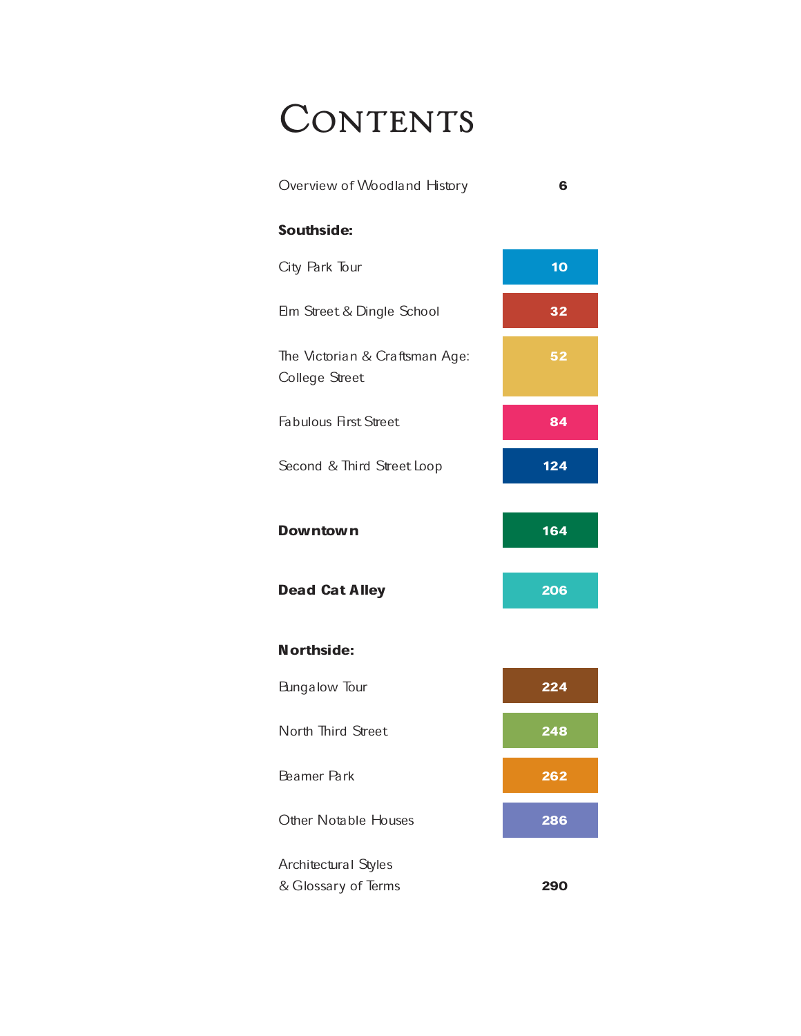# Contents

Overview of Woodland History **6**

**Southside:**

City Park Tour **10**

Elm Street & Dingle School **32**

The Victorian & Craftsman Age: College Street **52**

Fabulous First Street **84**

Second & Third Street Loop **124**

**Downtown** **164**

**Dead Cat Alley** **206**

**Northside:**

Bungalow Tour **224**

North Third Street **248**

Beamer Park **262**

Other Notable Houses **286**

Architectural Styles & Glossary of Terms **290**